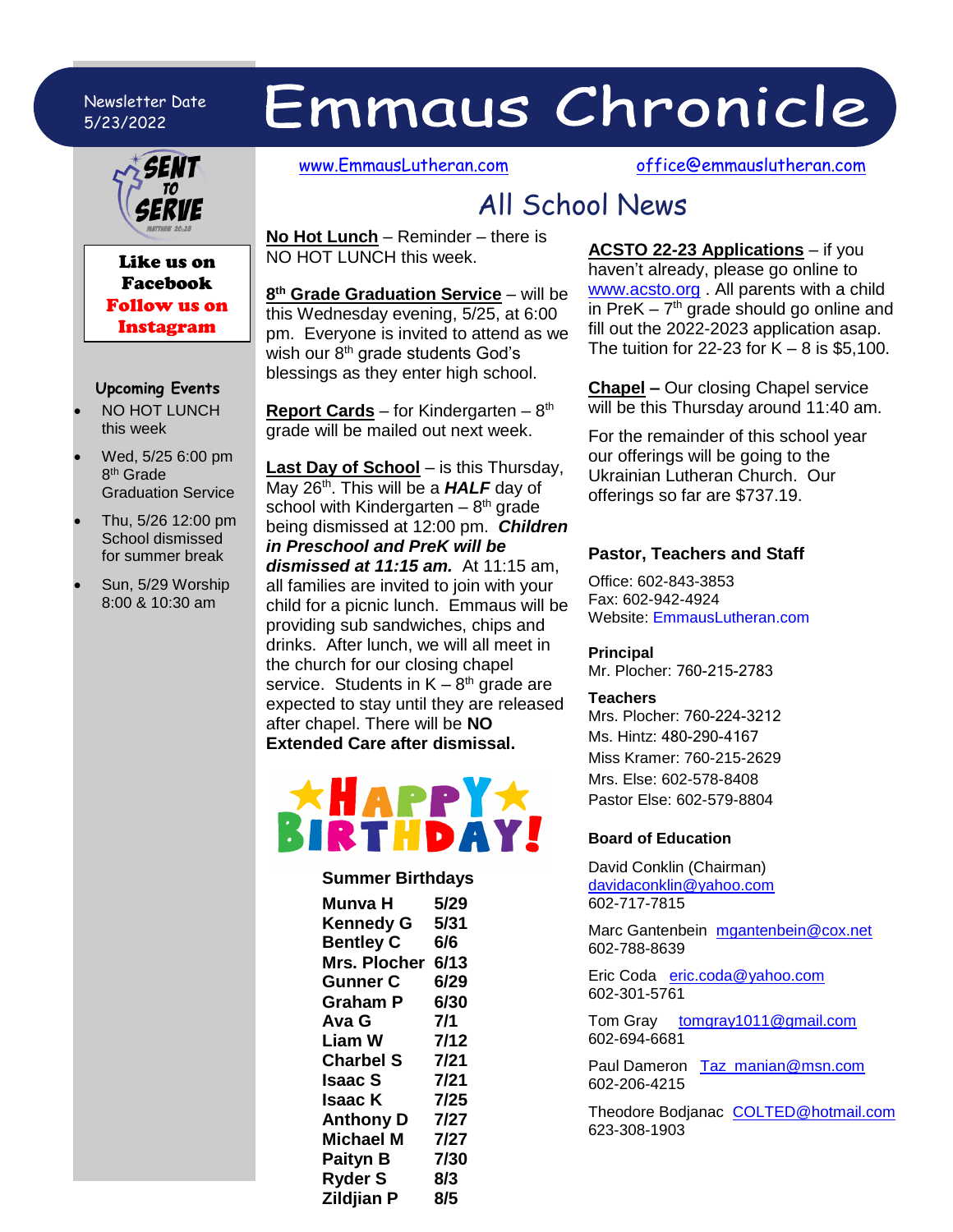Newsletter Date 5/23/2022

# Emmaus Chronicle

www.EmmausLutheran.com office@emmauslutheran.com

SENT TO SERVE

**Like us on Facebook**
**Follow us on Instagram**

### Upcoming Events

- NO HOT LUNCH this week
- Wed, 5/25 6:00 pm 8th Grade Graduation Service
- Thu, 5/26 12:00 pm School dismissed for summer break
- Sun, 5/29 Worship 8:00 & 10:30 am

## All School News

**No Hot Lunch** – Reminder – there is NO HOT LUNCH this week.

**8th Grade Graduation Service** – will be this Wednesday evening, 5/25, at 6:00 pm. Everyone is invited to attend as we wish our 8th grade students God's blessings as they enter high school.

**Report Cards** – for Kindergarten – 8th grade will be mailed out next week.

**Last Day of School** – is this Thursday, May 26th. This will be a ***HALF*** day of school with Kindergarten – 8th grade being dismissed at 12:00 pm. ***Children in Preschool and PreK will be dismissed at 11:15 am.*** At 11:15 am, all families are invited to join with your child for a picnic lunch. Emmaus will be providing sub sandwiches, chips and drinks. After lunch, we will all meet in the church for our closing chapel service. Students in K – 8th grade are expected to stay until they are released after chapel. There will be **NO Extended Care after dismissal.**

**ACSTO 22-23 Applications** – if you haven't already, please go online to www.acsto.org . All parents with a child in PreK – 7th grade should go online and fill out the 2022-2023 application asap. The tuition for 22-23 for K – 8 is $5,100.

**Chapel** – Our closing Chapel service will be this Thursday around 11:40 am.

For the remainder of this school year our offerings will be going to the Ukrainian Lutheran Church. Our offerings so far are $737.19.

HAPPY BIRTHDAY!

**Summer Birthdays**

| | |
|---|---|
| **Munva H** | **5/29** |
| **Kennedy G** | **5/31** |
| **Bentley C** | **6/6** |
| **Mrs. Plocher** | **6/13** |
| **Gunner C** | **6/29** |
| **Graham P** | **6/30** |
| **Ava G** | **7/1** |
| **Liam W** | **7/12** |
| **Charbel S** | **7/21** |
| **Isaac S** | **7/21** |
| **Isaac K** | **7/25** |
| **Anthony D** | **7/27** |
| **Michael M** | **7/27** |
| **Paityn B** | **7/30** |
| **Ryder S** | **8/3** |
| **Zildjian P** | **8/5** |

### Pastor, Teachers and Staff

Office: 602-843-3853
Fax: 602-942-4924
Website: EmmausLutheran.com

**Principal**
Mr. Plocher: 760-215-2783

**Teachers**
Mrs. Plocher: 760-224-3212
Ms. Hintz: 480-290-4167
Miss Kramer: 760-215-2629
Mrs. Else: 602-578-8408
Pastor Else: 602-579-8804

**Board of Education**

David Conklin (Chairman)
davidaconklin@yahoo.com
602-717-7815

Marc Gantenbein mgantenbein@cox.net
602-788-8639

Eric Coda eric.coda@yahoo.com
602-301-5761

Tom Gray tomgray1011@gmail.com
602-694-6681

Paul Dameron Taz_manian@msn.com
602-206-4215

Theodore Bodjanac COLTED@hotmail.com
623-308-1903